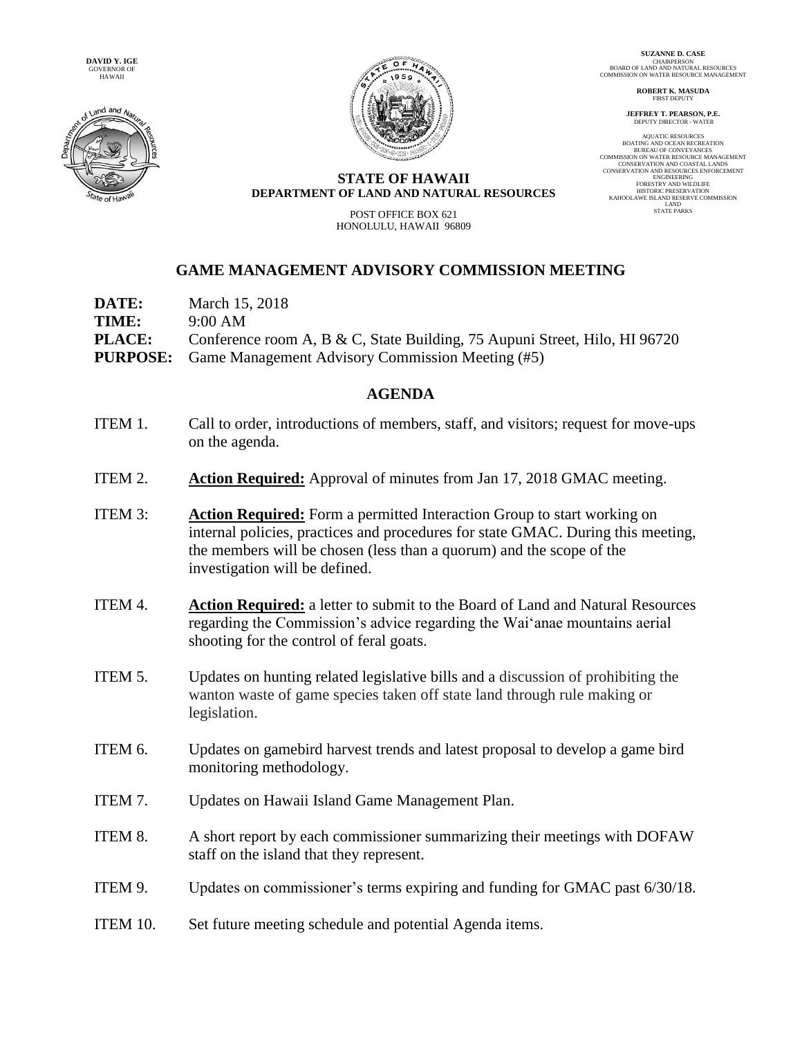**DAVID Y. IGE**
GOVERNOR OF
HAWAII

**SUZANNE D. CASE**
CHAIRPERSON
BOARD OF LAND AND NATURAL RESOURCES
COMMISSION ON WATER RESOURCE MANAGEMENT

**ROBERT K. MASUDA**
FIRST DEPUTY

**JEFFREY T. PEARSON, P.E.**
DEPUTY DIRECTOR - WATER

AQUATIC RESOURCES
BOATING AND OCEAN RECREATION
BUREAU OF CONVEYANCES
COMMISSION ON WATER RESOURCE MANAGEMENT
CONSERVATION AND COASTAL LANDS
CONSERVATION AND RESOURCES ENFORCEMENT
ENGINEERING
FORESTRY AND WILDLIFE
HISTORIC PRESERVATION
KAHOOLAWE ISLAND RESERVE COMMISSION
LAND
STATE PARKS

**STATE OF HAWAII**
**DEPARTMENT OF LAND AND NATURAL RESOURCES**

POST OFFICE BOX 621
HONOLULU, HAWAII 96809

# GAME MANAGEMENT ADVISORY COMMISSION MEETING

**DATE:** March 15, 2018
**TIME:** 9:00 AM
**PLACE:** Conference room A, B & C, State Building, 75 Aupuni Street, Hilo, HI 96720
**PURPOSE:** Game Management Advisory Commission Meeting (#5)

## AGENDA

ITEM 1. Call to order, introductions of members, staff, and visitors; request for move-ups on the agenda.

ITEM 2. **Action Required:** Approval of minutes from Jan 17, 2018 GMAC meeting.

ITEM 3: **Action Required:** Form a permitted Interaction Group to start working on internal policies, practices and procedures for state GMAC. During this meeting, the members will be chosen (less than a quorum) and the scope of the investigation will be defined.

ITEM 4. **Action Required:** a letter to submit to the Board of Land and Natural Resources regarding the Commission's advice regarding the Wai'anae mountains aerial shooting for the control of feral goats.

ITEM 5. Updates on hunting related legislative bills and a discussion of prohibiting the wanton waste of game species taken off state land through rule making or legislation.

ITEM 6. Updates on gamebird harvest trends and latest proposal to develop a game bird monitoring methodology.

ITEM 7. Updates on Hawaii Island Game Management Plan.

ITEM 8. A short report by each commissioner summarizing their meetings with DOFAW staff on the island that they represent.

ITEM 9. Updates on commissioner's terms expiring and funding for GMAC past 6/30/18.

ITEM 10. Set future meeting schedule and potential Agenda items.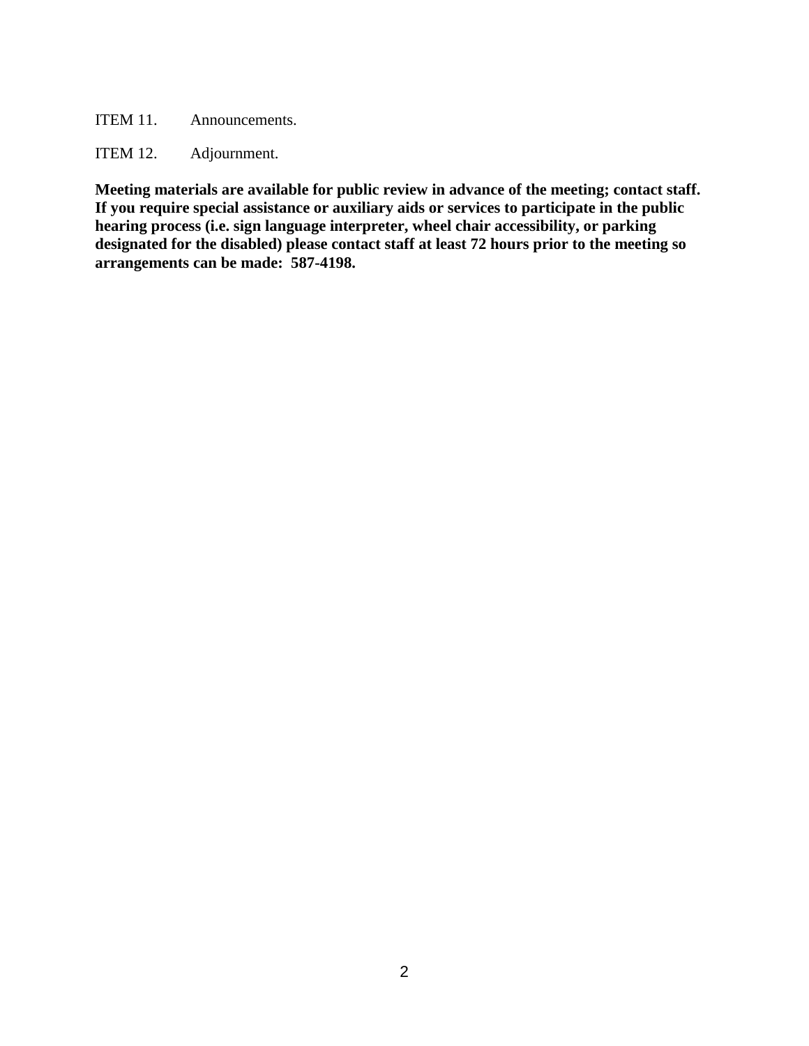ITEM 11.	Announcements.

ITEM 12.	Adjournment.

**Meeting materials are available for public review in advance of the meeting; contact staff. If you require special assistance or auxiliary aids or services to participate in the public hearing process (i.e. sign language interpreter, wheel chair accessibility, or parking designated for the disabled) please contact staff at least 72 hours prior to the meeting so arrangements can be made: 587-4198.**